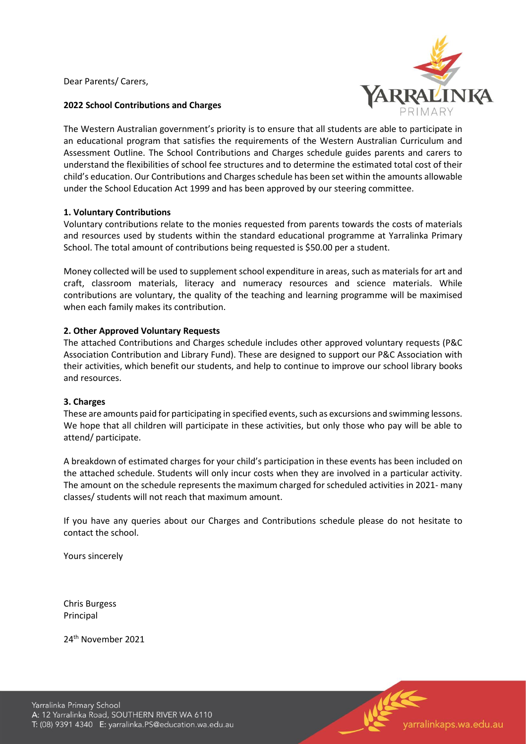Dear Parents/ Carers,

**2022 School Contributions and Charges**

The Western Australian government's priority is to ensure that all students are able to participate in an educational program that satisfies the requirements of the Western Australian Curriculum and Assessment Outline. The School Contributions and Charges schedule guides parents and carers to understand the flexibilities of school fee structures and to determine the estimated total cost of their child's education. Our Contributions and Charges schedule has been set within the amounts allowable under the School Education Act 1999 and has been approved by our steering committee.

**1. Voluntary Contributions**

Voluntary contributions relate to the monies requested from parents towards the costs of materials and resources used by students within the standard educational programme at Yarralinka Primary School. The total amount of contributions being requested is $50.00 per a student.

Money collected will be used to supplement school expenditure in areas, such as materials for art and craft, classroom materials, literacy and numeracy resources and science materials. While contributions are voluntary, the quality of the teaching and learning programme will be maximised when each family makes its contribution.

**2. Other Approved Voluntary Requests**

The attached Contributions and Charges schedule includes other approved voluntary requests (P&C Association Contribution and Library Fund). These are designed to support our P&C Association with their activities, which benefit our students, and help to continue to improve our school library books and resources.

**3. Charges**

These are amounts paid for participating in specified events, such as excursions and swimming lessons. We hope that all children will participate in these activities, but only those who pay will be able to attend/ participate.

A breakdown of estimated charges for your child's participation in these events has been included on the attached schedule. Students will only incur costs when they are involved in a particular activity. The amount on the schedule represents the maximum charged for scheduled activities in 2021- many classes/ students will not reach that maximum amount.

If you have any queries about our Charges and Contributions schedule please do not hesitate to contact the school.

Yours sincerely

Chris Burgess
Principal

24th November 2021

Yarralinka Primary School
A: 12 Yarralinka Road, SOUTHERN RIVER WA 6110
T: (08) 9391 4340 E: yarralinka.PS@education.wa.edu.au

yarralinkaps.wa.edu.au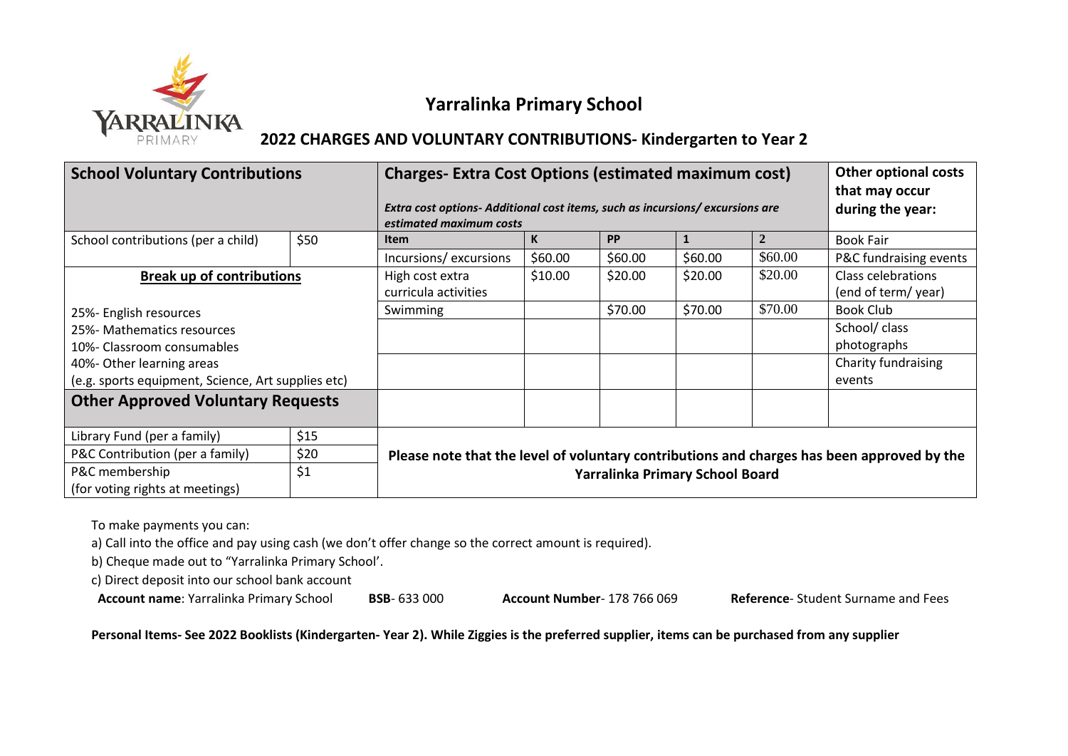# Yarralinka Primary School

## 2022 CHARGES AND VOLUNTARY CONTRIBUTIONS- Kindergarten to Year 2

| **School Voluntary Contributions** | | **Charges- Extra Cost Options (estimated maximum cost)** *Extra cost options- Additional cost items, such as incursions/ excursions are estimated maximum costs* | | | | | **Other optional costs that may occur during the year:** |
|---|---|---|---|---|---|---|---|
| School contributions (per a child) | $50 | **Item** | **K** | **PP** | **1** | **2** | Book Fair |
| | | Incursions/ excursions | $60.00 | $60.00 | $60.00 | $60.00 | P&C fundraising events |
| **Break up of contributions** | | High cost extra curricula activities | $10.00 | $20.00 | $20.00 | $20.00 | Class celebrations (end of term/ year) |
| 25%- English resources | | Swimming | | $70.00 | $70.00 | $70.00 | Book Club |
| 25%- Mathematics resources<br>10%- Classroom consumables | | | | | | | School/ class photographs |
| 40%- Other learning areas<br>(e.g. sports equipment, Science, Art supplies etc) | | | | | | | Charity fundraising events |
| **Other Approved Voluntary Requests** | | | | | | | |
| Library Fund (per a family) | $15 | **Please note that the level of voluntary contributions and charges has been approved by the Yarralinka Primary School Board** | | | | | |
| P&C Contribution (per a family) | $20 | | | | | | |
| P&C membership (for voting rights at meetings) | $1 | | | | | | |

To make payments you can:

a) Call into the office and pay using cash (we don't offer change so the correct amount is required).

b) Cheque made out to "Yarralinka Primary School'.

c) Direct deposit into our school bank account

**Account name**: Yarralinka Primary School **BSB**- 633 000 **Account Number**- 178 766 069 **Reference**- Student Surname and Fees

**Personal Items- See 2022 Booklists (Kindergarten- Year 2). While Ziggies is the preferred supplier, items can be purchased from any supplier**